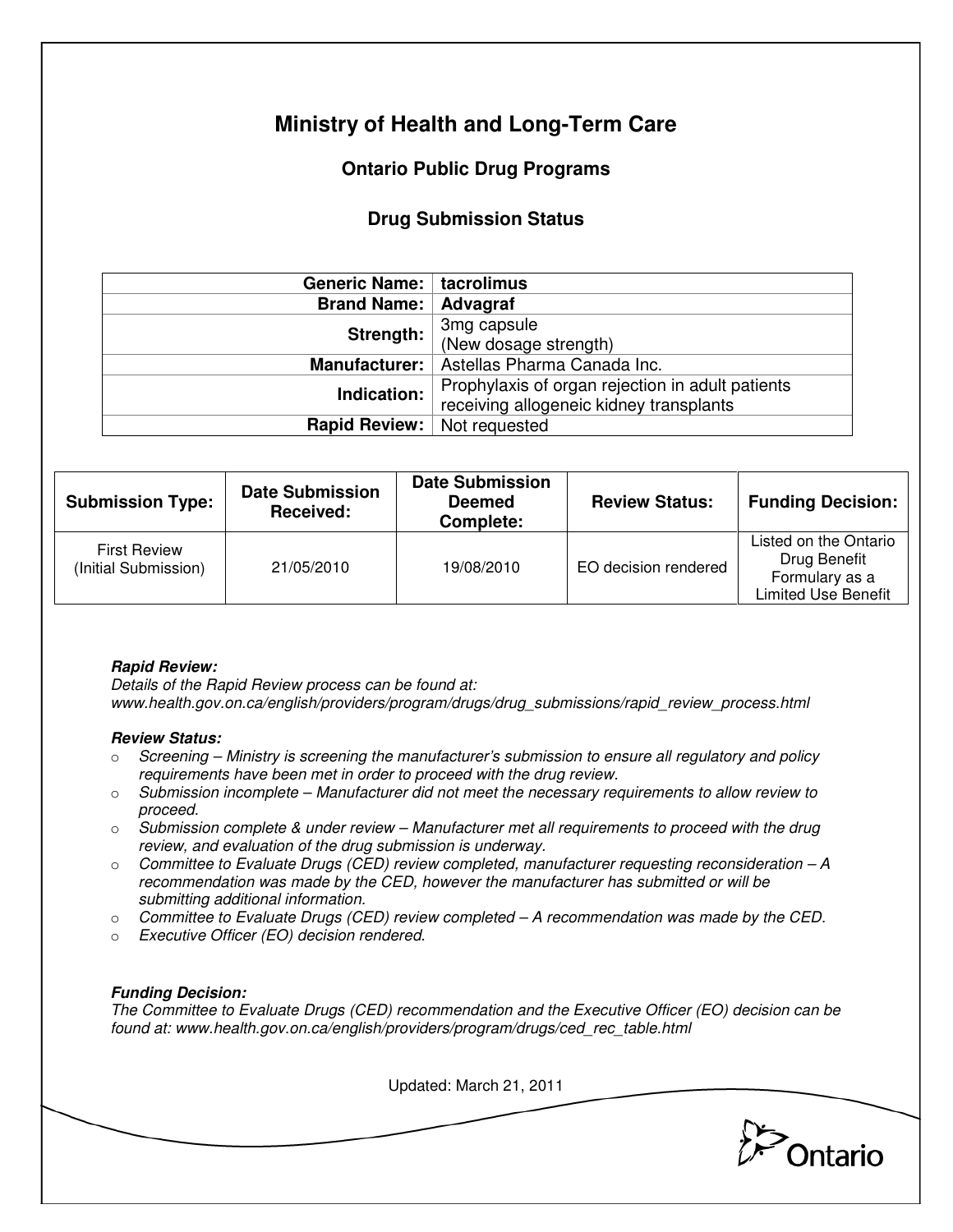# Ministry of Health and Long-Term Care

## Ontario Public Drug Programs

### Drug Submission Status

| | |
|---|---|
| **Generic Name:** | **tacrolimus** |
| **Brand Name:** | **Advagraf** |
| **Strength:** | 3mg capsule (New dosage strength) |
| **Manufacturer:** | Astellas Pharma Canada Inc. |
| **Indication:** | Prophylaxis of organ rejection in adult patients receiving allogeneic kidney transplants |
| **Rapid Review:** | Not requested |

| Submission Type: | Date Submission Received: | Date Submission Deemed Complete: | Review Status: | Funding Decision: |
|---|---|---|---|---|
| First Review (Initial Submission) | 21/05/2010 | 19/08/2010 | EO decision rendered | Listed on the Ontario Drug Benefit Formulary as a Limited Use Benefit |

***Rapid Review:***
*Details of the Rapid Review process can be found at: www.health.gov.on.ca/english/providers/program/drugs/drug_submissions/rapid_review_process.html*

***Review Status:***

- *Screening – Ministry is screening the manufacturer's submission to ensure all regulatory and policy requirements have been met in order to proceed with the drug review.*
- *Submission incomplete – Manufacturer did not meet the necessary requirements to allow review to proceed.*
- *Submission complete & under review – Manufacturer met all requirements to proceed with the drug review, and evaluation of the drug submission is underway.*
- *Committee to Evaluate Drugs (CED) review completed, manufacturer requesting reconsideration – A recommendation was made by the CED, however the manufacturer has submitted or will be submitting additional information.*
- *Committee to Evaluate Drugs (CED) review completed – A recommendation was made by the CED.*
- *Executive Officer (EO) decision rendered.*

***Funding Decision:***
*The Committee to Evaluate Drugs (CED) recommendation and the Executive Officer (EO) decision can be found at: www.health.gov.on.ca/english/providers/program/drugs/ced_rec_table.html*

Updated: March 21, 2011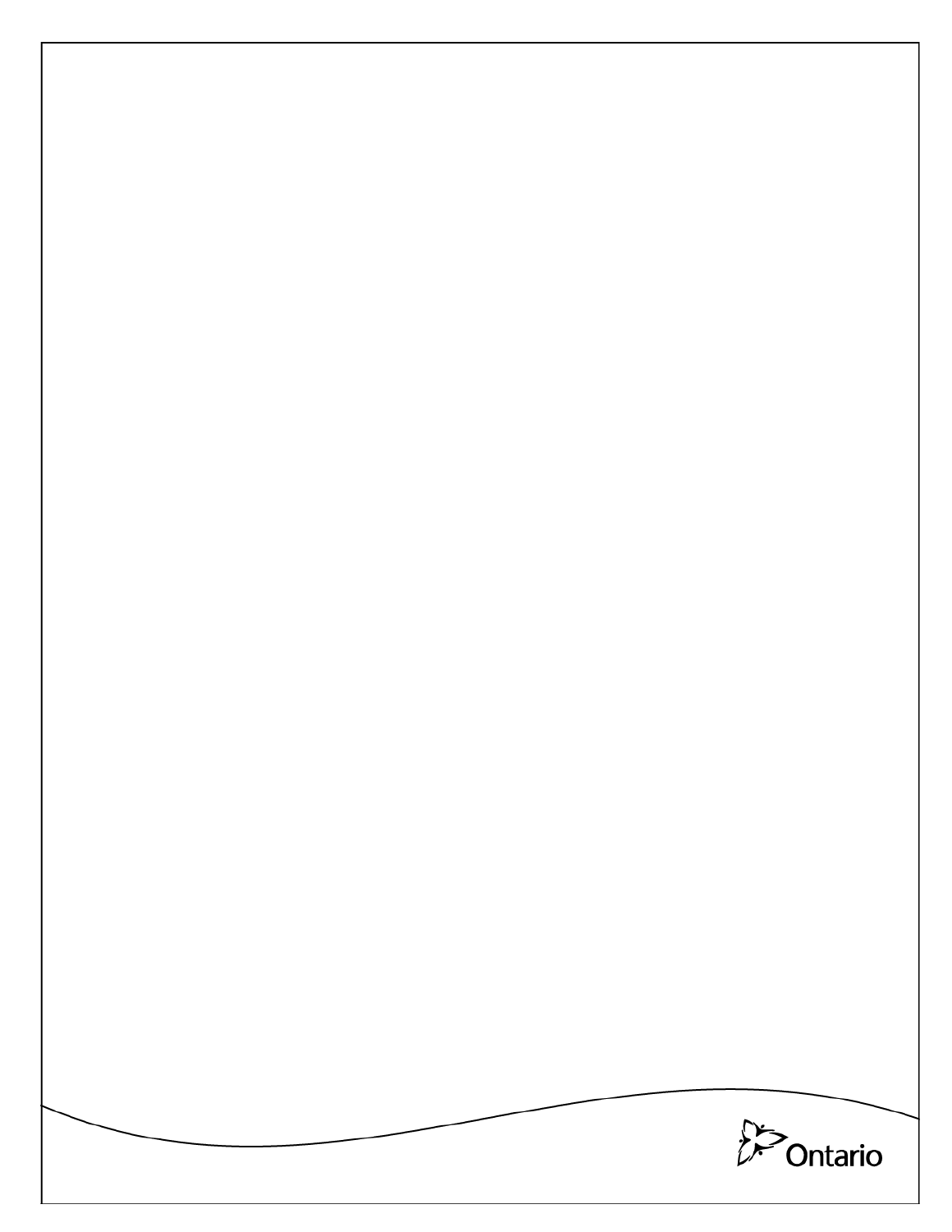Ontario